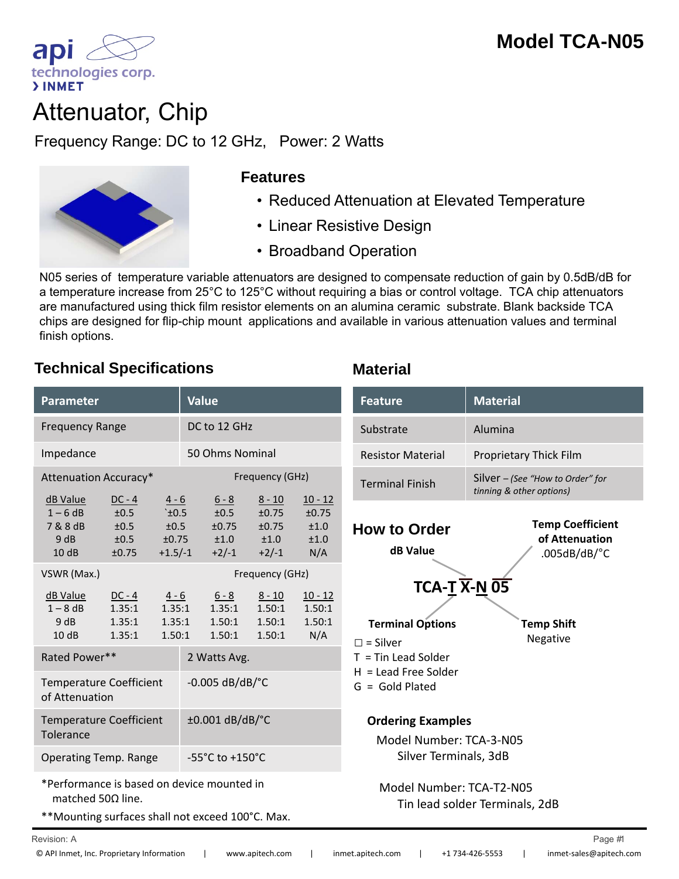# Model TCA-N05

api technologies corp.
> INMET

# Attenuator, Chip

Frequency Range: DC to 12 GHz, Power: 2 Watts

## Features

- Reduced Attenuation at Elevated Temperature
- Linear Resistive Design
- Broadband Operation

N05 series of temperature variable attenuators are designed to compensate reduction of gain by 0.5dB/dB for a temperature increase from 25°C to 125°C without requiring a bias or control voltage. TCA chip attenuators are manufactured using thick film resistor elements on an alumina ceramic substrate. Blank backside TCA chips are designed for flip-chip mount applications and available in various attenuation values and terminal finish options.

## Technical Specifications

| Parameter | Value |
|---|---|
| Frequency Range | DC to 12 GHz |
| Impedance | 50 Ohms Nominal |

**Attenuation Accuracy*** — Frequency (GHz)

| dB Value | DC - 4 | 4 - 6 | 6 - 8 | 8 - 10 | 10 - 12 |
|---|---|---|---|---|---|
| 1 – 6 dB | ±0.5 | `±0.5 | ±0.5 | ±0.75 | ±0.75 |
| 7 & 8 dB | ±0.5 | ±0.5 | ±0.75 | ±0.75 | ±1.0 |
| 9 dB | ±0.5 | ±0.75 | ±1.0 | ±1.0 | ±1.0 |
| 10 dB | ±0.75 | +1.5/-1 | +2/-1 | +2/-1 | N/A |

**VSWR (Max.)** — Frequency (GHz)

| dB Value | DC - 4 | 4 - 6 | 6 - 8 | 8 - 10 | 10 - 12 |
|---|---|---|---|---|---|
| 1 – 8 dB | 1.35:1 | 1.35:1 | 1.35:1 | 1.50:1 | 1.50:1 |
| 9 dB | 1.35:1 | 1.35:1 | 1.50:1 | 1.50:1 | 1.50:1 |
| 10 dB | 1.35:1 | 1.50:1 | 1.50:1 | 1.50:1 | N/A |

| Parameter | Value |
|---|---|
| Rated Power** | 2 Watts Avg. |
| Temperature Coefficient of Attenuation | -0.005 dB/dB/°C |
| Temperature Coefficient Tolerance | ±0.001 dB/dB/°C |
| Operating Temp. Range | -55°C to +150°C |

*Performance is based on device mounted in matched 50Ω line.

**Mounting surfaces shall not exceed 100°C. Max.

## Material

| Feature | Material |
|---|---|
| Substrate | Alumina |
| Resistor Material | Proprietary Thick Film |
| Terminal Finish | Silver – *(See "How to Order" for tinning & other options)* |

## How to Order

**TCA-T X-N 05**

- **dB Value**: X
- **Temp Coefficient of Attenuation**: 05 = .005dB/dB/°C
- **Temp Shift**: N = Negative
- **Terminal Options**: T
  - ☐ = Silver
  - T = Tin Lead Solder
  - H = Lead Free Solder
  - G = Gold Plated

### Ordering Examples

Model Number: TCA-3-N05
Silver Terminals, 3dB

Model Number: TCA-T2-N05
Tin lead solder Terminals, 2dB

Revision: A

© API Inmet, Inc. Proprietary Information | www.apitech.com | inmet.apitech.com | +1 734-426-5553 | inmet-sales@apitech.com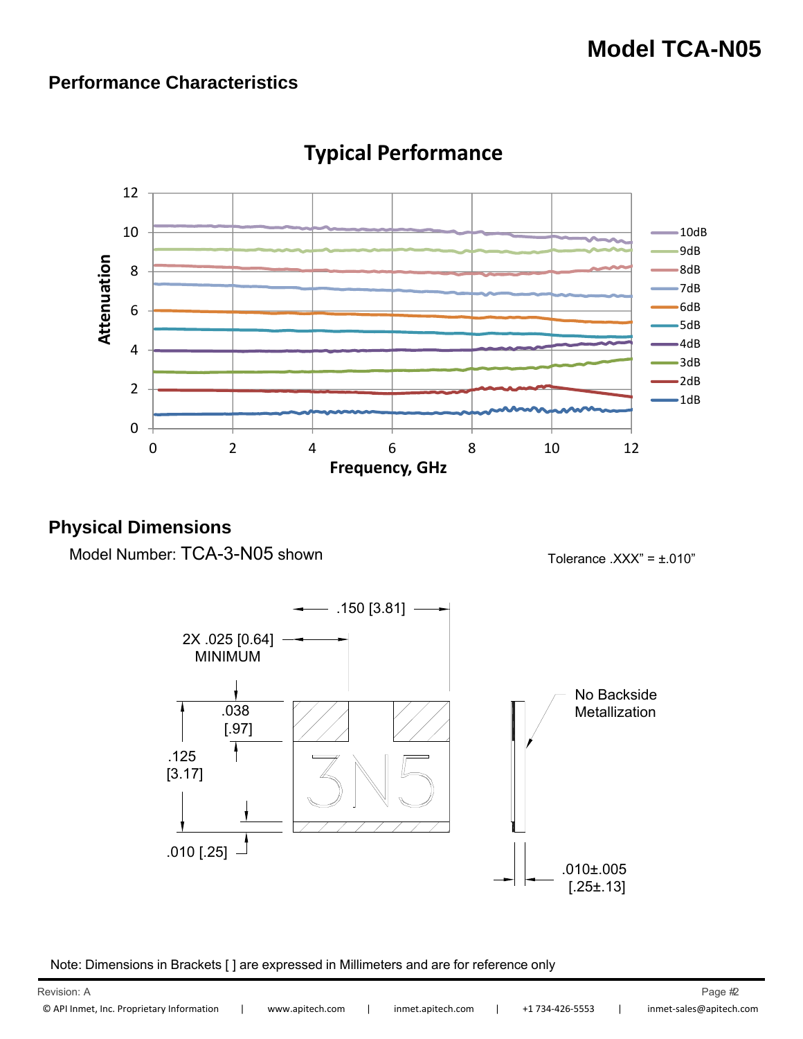# Model TCA-N05

## Performance Characteristics

**Typical Performance**

Attenuation

12
10
8
6
4
2
0

0 2 4 6 8 10 12

**Frequency, GHz**

10dB
9dB
8dB
7dB
6dB
5dB
4dB
3dB
2dB
1dB

## Physical Dimensions

Model Number: TCA-3-N05 shown

Tolerance .XXX" = ±.010"

.150 [3.81]

2X .025 [0.64]
MINIMUM

.038
[.97]

.125
[3.17]

.010 [.25]

3N5

No Backside
Metallization

.010±.005
[.25±.13]

Note: Dimensions in Brackets [ ] are expressed in Millimeters and are for reference only

Revision: A

© API Inmet, Inc. Proprietary Information | www.apitech.com | inmet.apitech.com | +1 734-426-5553 | inmet-sales@apitech.com